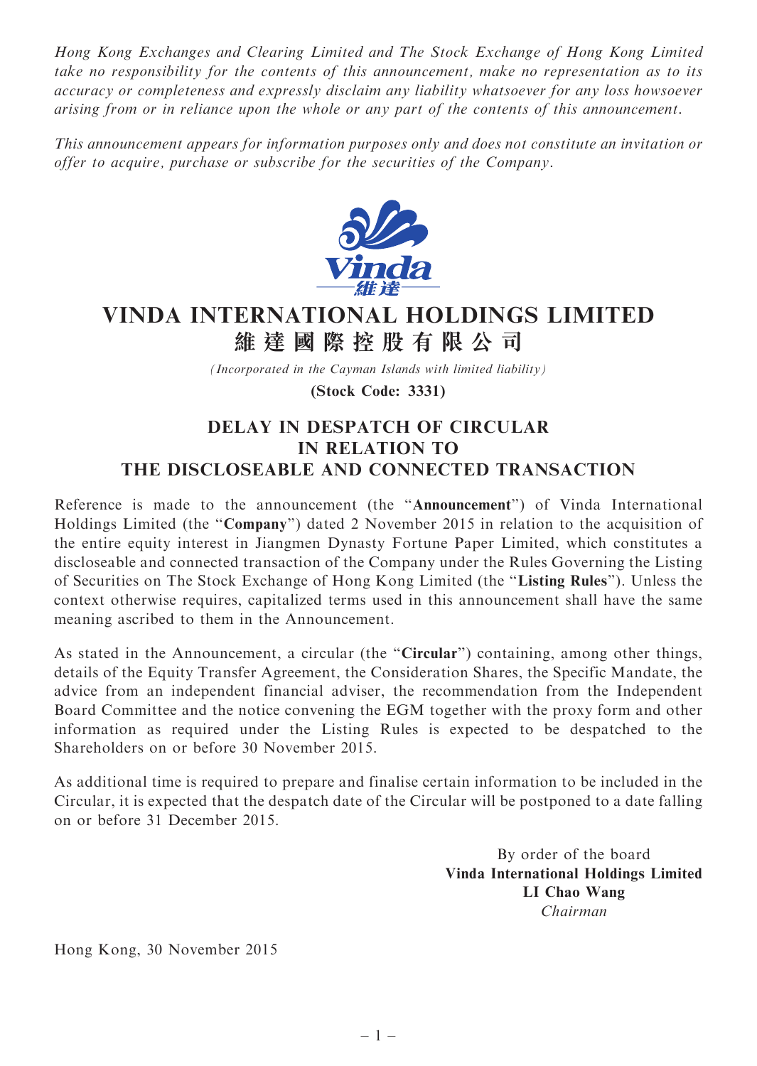*Hong Kong Exchanges and Clearing Limited and The Stock Exchange of Hong Kong Limited take no responsibility for the contents of this announcement, make no representation as to its accuracy or completeness and expressly disclaim any liability whatsoever for any loss howsoever arising from or in reliance upon the whole or any part of the contents of this announcement.*

*This announcement appears for information purposes only and does not constitute an invitation or offer to acquire, purchase or subscribe for the securities of the Company.*

# VINDA INTERNATIONAL HOLDINGS LIMITED
# 維達國際控股有限公司

*(Incorporated in the Cayman Islands with limited liability)*

**(Stock Code: 3331)**

## DELAY IN DESPATCH OF CIRCULAR IN RELATION TO THE DISCLOSEABLE AND CONNECTED TRANSACTION

Reference is made to the announcement (the "**Announcement**") of Vinda International Holdings Limited (the "**Company**") dated 2 November 2015 in relation to the acquisition of the entire equity interest in Jiangmen Dynasty Fortune Paper Limited, which constitutes a discloseable and connected transaction of the Company under the Rules Governing the Listing of Securities on The Stock Exchange of Hong Kong Limited (the "**Listing Rules**"). Unless the context otherwise requires, capitalized terms used in this announcement shall have the same meaning ascribed to them in the Announcement.

As stated in the Announcement, a circular (the "**Circular**") containing, among other things, details of the Equity Transfer Agreement, the Consideration Shares, the Specific Mandate, the advice from an independent financial adviser, the recommendation from the Independent Board Committee and the notice convening the EGM together with the proxy form and other information as required under the Listing Rules is expected to be despatched to the Shareholders on or before 30 November 2015.

As additional time is required to prepare and finalise certain information to be included in the Circular, it is expected that the despatch date of the Circular will be postponed to a date falling on or before 31 December 2015.

By order of the board
**Vinda International Holdings Limited**
**LI Chao Wang**
*Chairman*

Hong Kong, 30 November 2015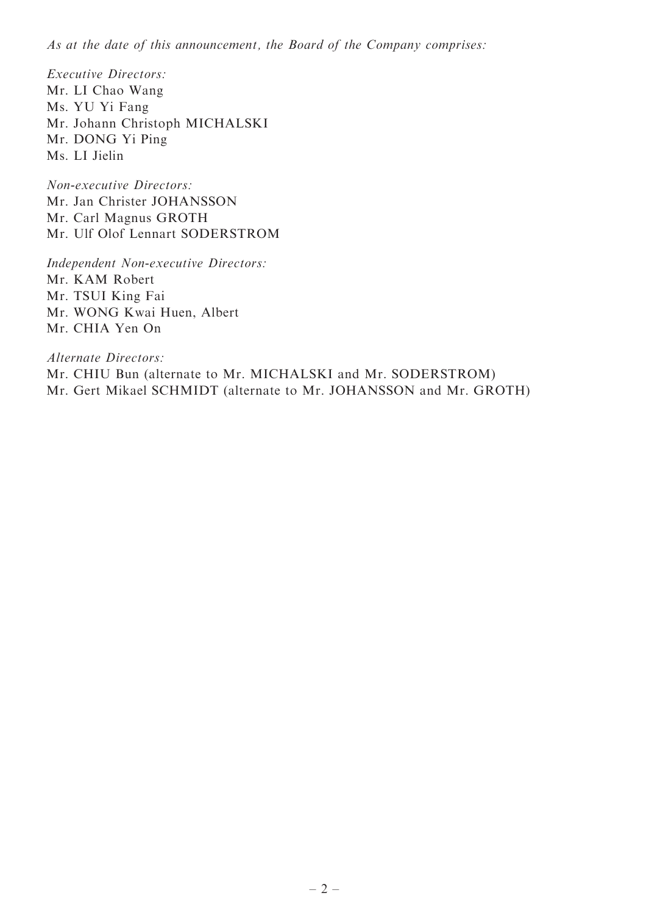*As at the date of this announcement, the Board of the Company comprises:*

*Executive Directors:*
Mr. LI Chao Wang
Ms. YU Yi Fang
Mr. Johann Christoph MICHALSKI
Mr. DONG Yi Ping
Ms. LI Jielin

*Non-executive Directors:*
Mr. Jan Christer JOHANSSON
Mr. Carl Magnus GROTH
Mr. Ulf Olof Lennart SODERSTROM

*Independent Non-executive Directors:*
Mr. KAM Robert
Mr. TSUI King Fai
Mr. WONG Kwai Huen, Albert
Mr. CHIA Yen On

*Alternate Directors:*
Mr. CHIU Bun (alternate to Mr. MICHALSKI and Mr. SODERSTROM)
Mr. Gert Mikael SCHMIDT (alternate to Mr. JOHANSSON and Mr. GROTH)